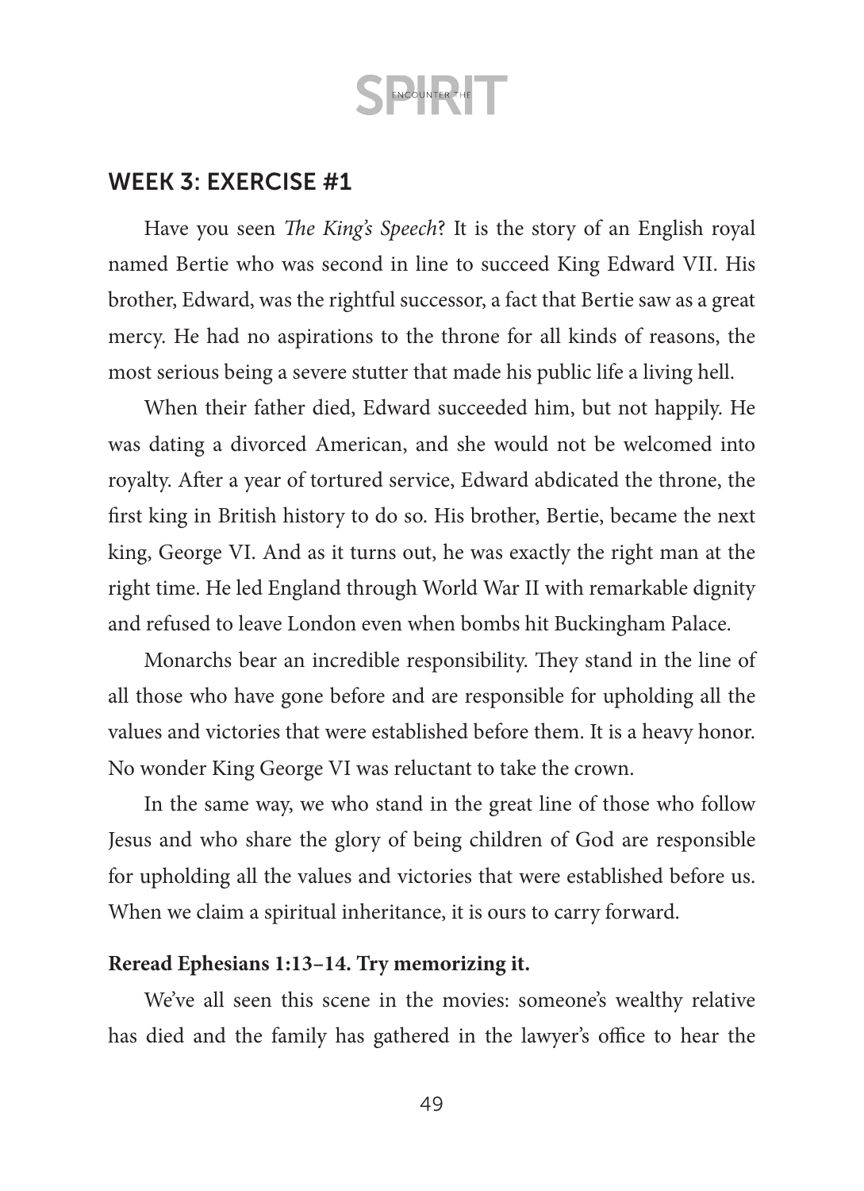## WEEK 3: EXERCISE #1

Have you seen *The King's Speech*? It is the story of an English royal named Bertie who was second in line to succeed King Edward VII. His brother, Edward, was the rightful successor, a fact that Bertie saw as a great mercy. He had no aspirations to the throne for all kinds of reasons, the most serious being a severe stutter that made his public life a living hell.

When their father died, Edward succeeded him, but not happily. He was dating a divorced American, and she would not be welcomed into royalty. After a year of tortured service, Edward abdicated the throne, the first king in British history to do so. His brother, Bertie, became the next king, George VI. And as it turns out, he was exactly the right man at the right time. He led England through World War II with remarkable dignity and refused to leave London even when bombs hit Buckingham Palace.

Monarchs bear an incredible responsibility. They stand in the line of all those who have gone before and are responsible for upholding all the values and victories that were established before them. It is a heavy honor. No wonder King George VI was reluctant to take the crown.

In the same way, we who stand in the great line of those who follow Jesus and who share the glory of being children of God are responsible for upholding all the values and victories that were established before us. When we claim a spiritual inheritance, it is ours to carry forward.

**Reread Ephesians 1:13–14. Try memorizing it.**

We've all seen this scene in the movies: someone's wealthy relative has died and the family has gathered in the lawyer's office to hear the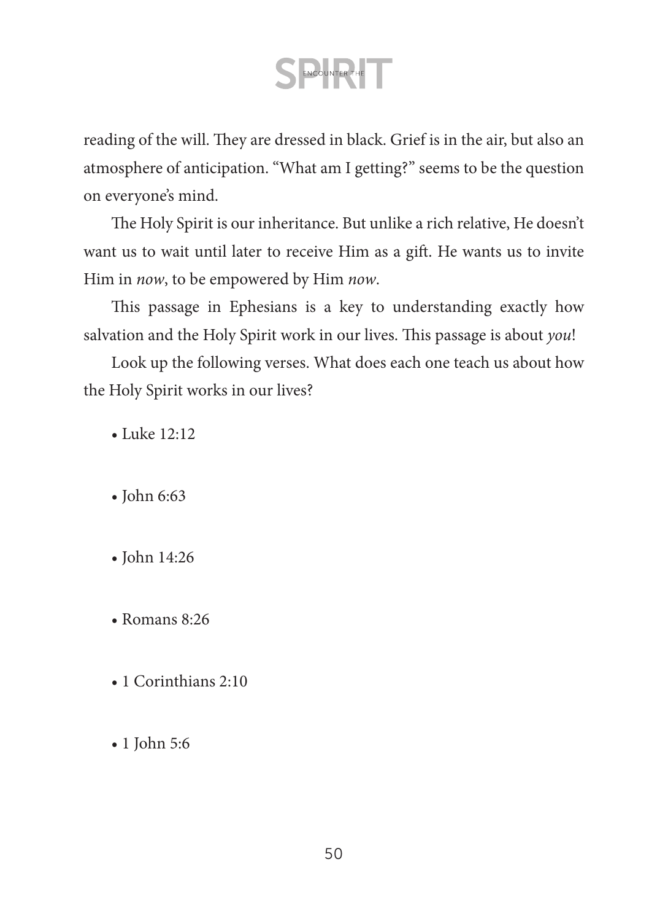reading of the will. They are dressed in black. Grief is in the air, but also an atmosphere of anticipation. "What am I getting?" seems to be the question on everyone's mind.

The Holy Spirit is our inheritance. But unlike a rich relative, He doesn't want us to wait until later to receive Him as a gift. He wants us to invite Him in *now*, to be empowered by Him *now*.

This passage in Ephesians is a key to understanding exactly how salvation and the Holy Spirit work in our lives. This passage is about *you*!

Look up the following verses. What does each one teach us about how the Holy Spirit works in our lives?

- Luke 12:12

- John 6:63

- John 14:26

- Romans 8:26

- 1 Corinthians 2:10

- 1 John 5:6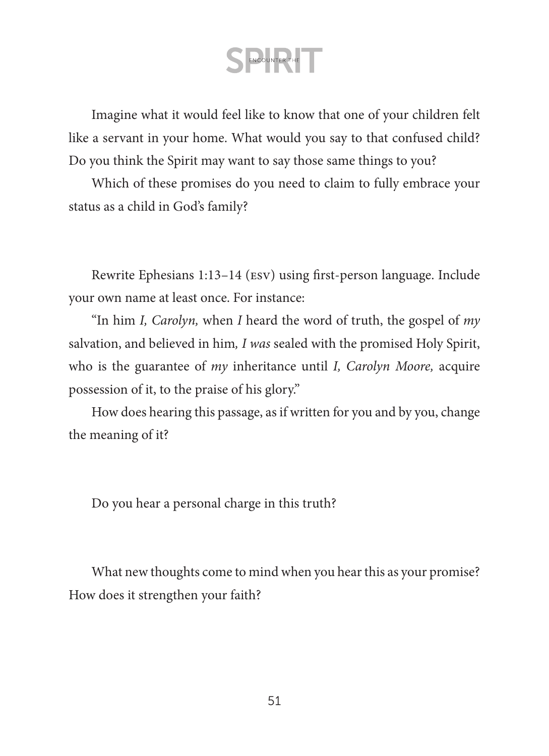Imagine what it would feel like to know that one of your children felt like a servant in your home. What would you say to that confused child? Do you think the Spirit may want to say those same things to you?

Which of these promises do you need to claim to fully embrace your status as a child in God's family?

Rewrite Ephesians 1:13–14 (ESV) using first-person language. Include your own name at least once. For instance:

"In him *I, Carolyn,* when *I* heard the word of truth, the gospel of *my* salvation, and believed in him*, I was* sealed with the promised Holy Spirit, who is the guarantee of *my* inheritance until *I, Carolyn Moore,* acquire possession of it, to the praise of his glory."

How does hearing this passage, as if written for you and by you, change the meaning of it?

Do you hear a personal charge in this truth?

What new thoughts come to mind when you hear this as your promise? How does it strengthen your faith?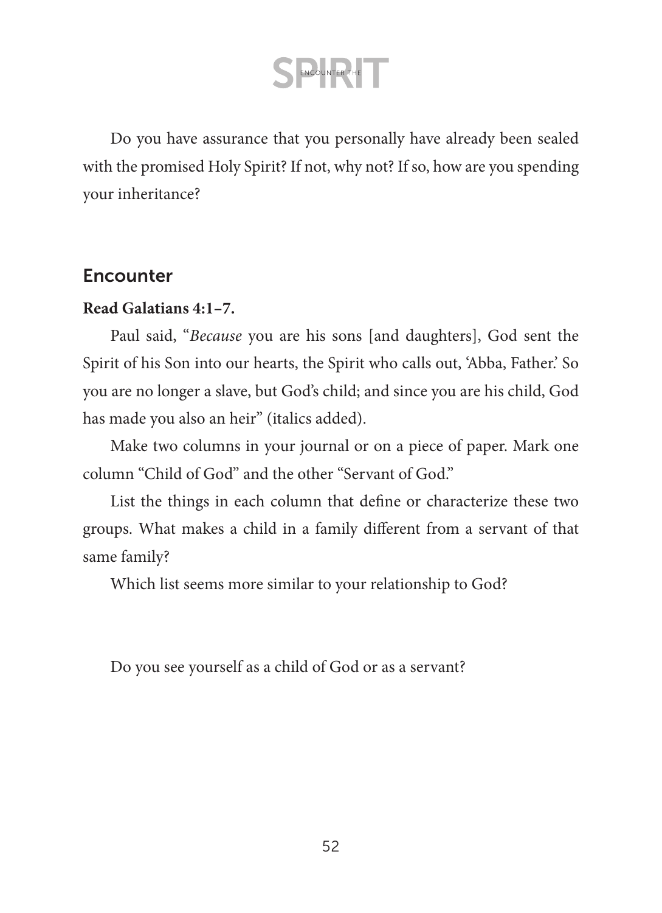Do you have assurance that you personally have already been sealed with the promised Holy Spirit? If not, why not? If so, how are you spending your inheritance?

## Encounter

**Read Galatians 4:1–7.**

Paul said, "*Because* you are his sons [and daughters], God sent the Spirit of his Son into our hearts, the Spirit who calls out, 'Abba, Father.' So you are no longer a slave, but God's child; and since you are his child, God has made you also an heir" (italics added).

Make two columns in your journal or on a piece of paper. Mark one column "Child of God" and the other "Servant of God."

List the things in each column that define or characterize these two groups. What makes a child in a family different from a servant of that same family?

Which list seems more similar to your relationship to God?

Do you see yourself as a child of God or as a servant?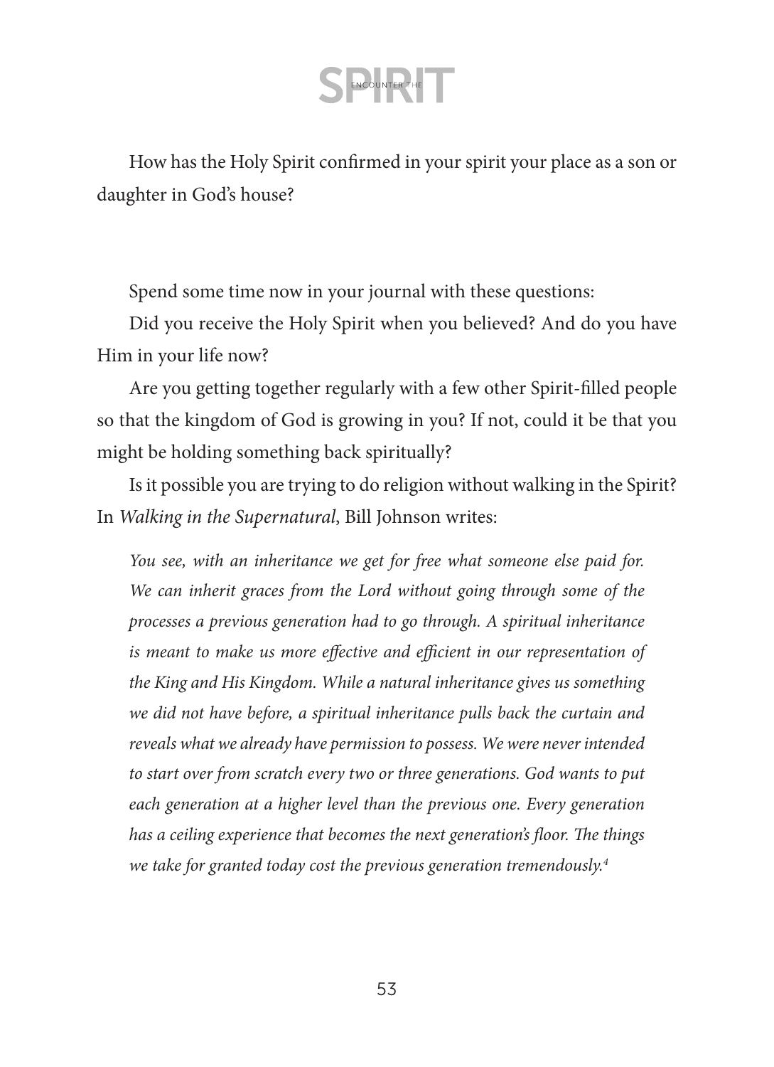How has the Holy Spirit confirmed in your spirit your place as a son or daughter in God's house?

Spend some time now in your journal with these questions:

Did you receive the Holy Spirit when you believed? And do you have Him in your life now?

Are you getting together regularly with a few other Spirit-filled people so that the kingdom of God is growing in you? If not, could it be that you might be holding something back spiritually?

Is it possible you are trying to do religion without walking in the Spirit? In *Walking in the Supernatural*, Bill Johnson writes:

> *You see, with an inheritance we get for free what someone else paid for. We can inherit graces from the Lord without going through some of the processes a previous generation had to go through. A spiritual inheritance is meant to make us more effective and efficient in our representation of the King and His Kingdom. While a natural inheritance gives us something we did not have before, a spiritual inheritance pulls back the curtain and reveals what we already have permission to possess. We were never intended to start over from scratch every two or three generations. God wants to put each generation at a higher level than the previous one. Every generation has a ceiling experience that becomes the next generation's floor. The things we take for granted today cost the previous generation tremendously.*[4]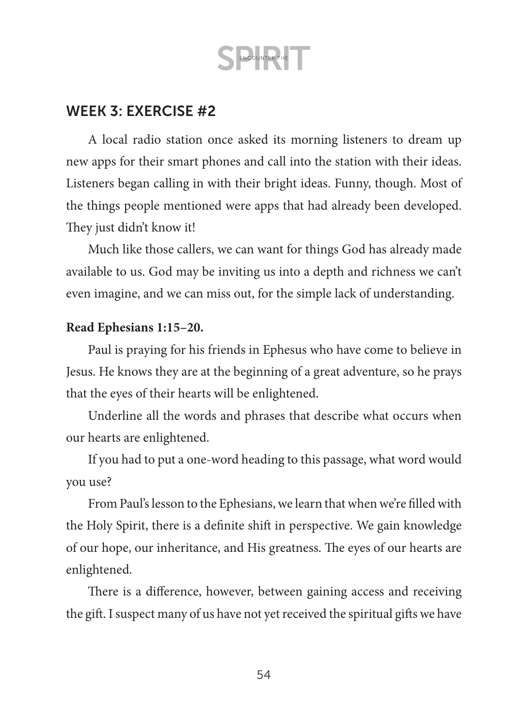## WEEK 3: EXERCISE #2

A local radio station once asked its morning listeners to dream up new apps for their smart phones and call into the station with their ideas. Listeners began calling in with their bright ideas. Funny, though. Most of the things people mentioned were apps that had already been developed. They just didn't know it!

Much like those callers, we can want for things God has already made available to us. God may be inviting us into a depth and richness we can't even imagine, and we can miss out, for the simple lack of understanding.

**Read Ephesians 1:15–20.**

Paul is praying for his friends in Ephesus who have come to believe in Jesus. He knows they are at the beginning of a great adventure, so he prays that the eyes of their hearts will be enlightened.

Underline all the words and phrases that describe what occurs when our hearts are enlightened.

If you had to put a one-word heading to this passage, what word would you use?

From Paul's lesson to the Ephesians, we learn that when we're filled with the Holy Spirit, there is a definite shift in perspective. We gain knowledge of our hope, our inheritance, and His greatness. The eyes of our hearts are enlightened.

There is a difference, however, between gaining access and receiving the gift. I suspect many of us have not yet received the spiritual gifts we have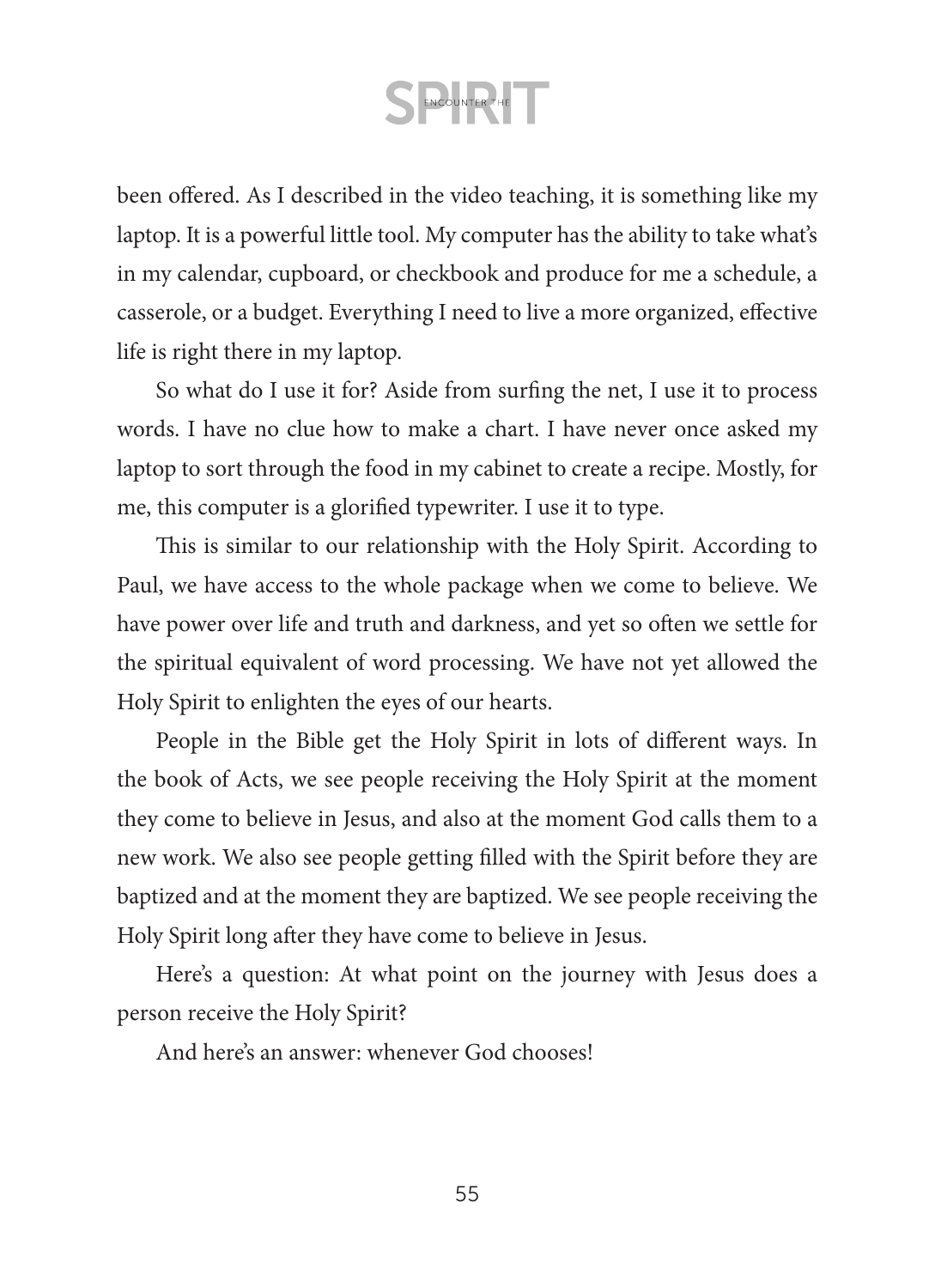been offered. As I described in the video teaching, it is something like my laptop. It is a powerful little tool. My computer has the ability to take what's in my calendar, cupboard, or checkbook and produce for me a schedule, a casserole, or a budget. Everything I need to live a more organized, effective life is right there in my laptop.

So what do I use it for? Aside from surfing the net, I use it to process words. I have no clue how to make a chart. I have never once asked my laptop to sort through the food in my cabinet to create a recipe. Mostly, for me, this computer is a glorified typewriter. I use it to type.

This is similar to our relationship with the Holy Spirit. According to Paul, we have access to the whole package when we come to believe. We have power over life and truth and darkness, and yet so often we settle for the spiritual equivalent of word processing. We have not yet allowed the Holy Spirit to enlighten the eyes of our hearts.

People in the Bible get the Holy Spirit in lots of different ways. In the book of Acts, we see people receiving the Holy Spirit at the moment they come to believe in Jesus, and also at the moment God calls them to a new work. We also see people getting filled with the Spirit before they are baptized and at the moment they are baptized. We see people receiving the Holy Spirit long after they have come to believe in Jesus.

Here's a question: At what point on the journey with Jesus does a person receive the Holy Spirit?

And here's an answer: whenever God chooses!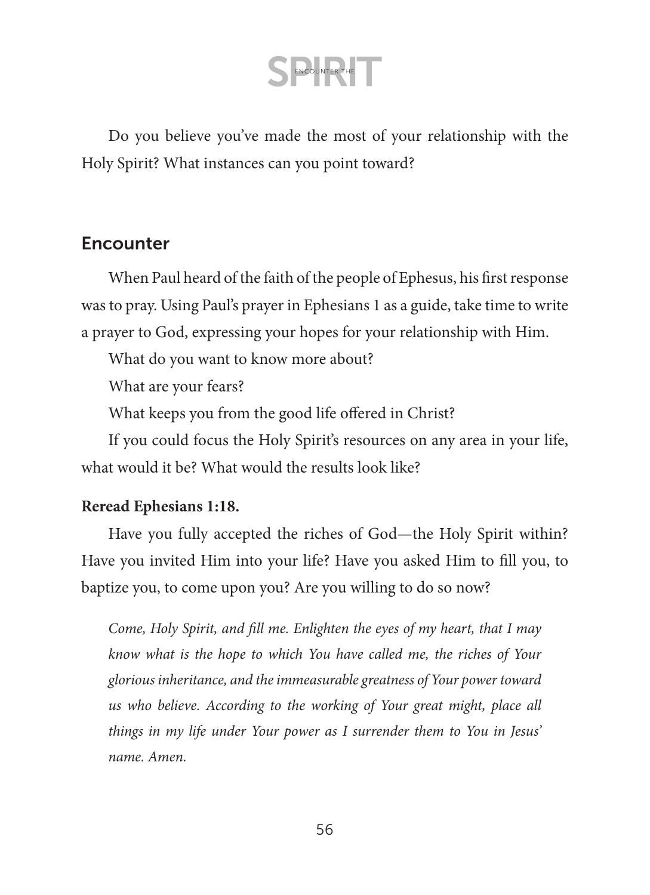Do you believe you've made the most of your relationship with the Holy Spirit? What instances can you point toward?

## Encounter

When Paul heard of the faith of the people of Ephesus, his first response was to pray. Using Paul's prayer in Ephesians 1 as a guide, take time to write a prayer to God, expressing your hopes for your relationship with Him.

What do you want to know more about?

What are your fears?

What keeps you from the good life offered in Christ?

If you could focus the Holy Spirit's resources on any area in your life, what would it be? What would the results look like?

**Reread Ephesians 1:18.**

Have you fully accepted the riches of God—the Holy Spirit within? Have you invited Him into your life? Have you asked Him to fill you, to baptize you, to come upon you? Are you willing to do so now?

> *Come, Holy Spirit, and fill me. Enlighten the eyes of my heart, that I may know what is the hope to which You have called me, the riches of Your glorious inheritance, and the immeasurable greatness of Your power toward us who believe. According to the working of Your great might, place all things in my life under Your power as I surrender them to You in Jesus' name. Amen.*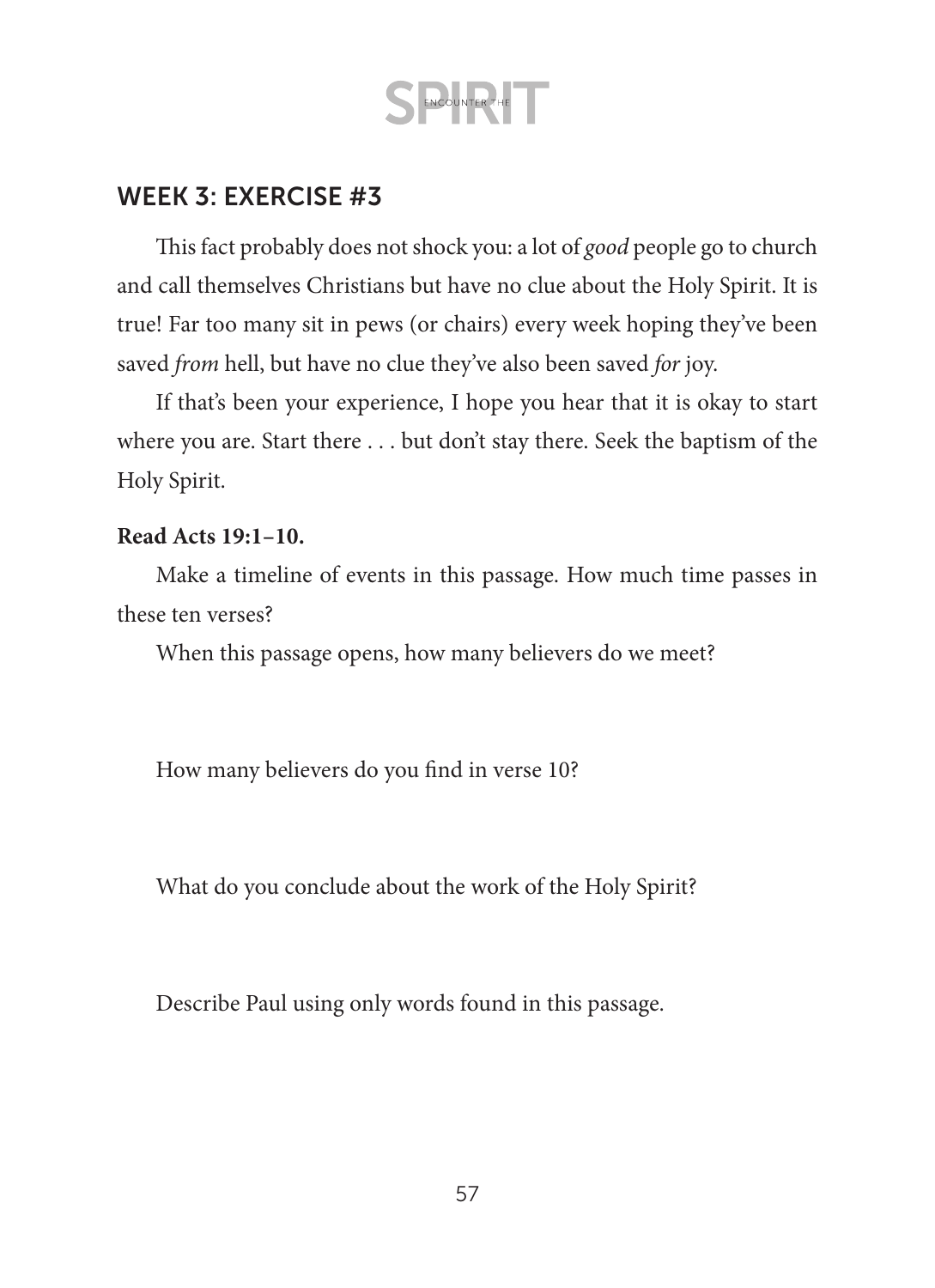## WEEK 3: EXERCISE #3

This fact probably does not shock you: a lot of *good* people go to church and call themselves Christians but have no clue about the Holy Spirit. It is true! Far too many sit in pews (or chairs) every week hoping they've been saved *from* hell, but have no clue they've also been saved *for* joy.

If that's been your experience, I hope you hear that it is okay to start where you are. Start there . . . but don't stay there. Seek the baptism of the Holy Spirit.

**Read Acts 19:1–10.**

Make a timeline of events in this passage. How much time passes in these ten verses?

When this passage opens, how many believers do we meet?

How many believers do you find in verse 10?

What do you conclude about the work of the Holy Spirit?

Describe Paul using only words found in this passage.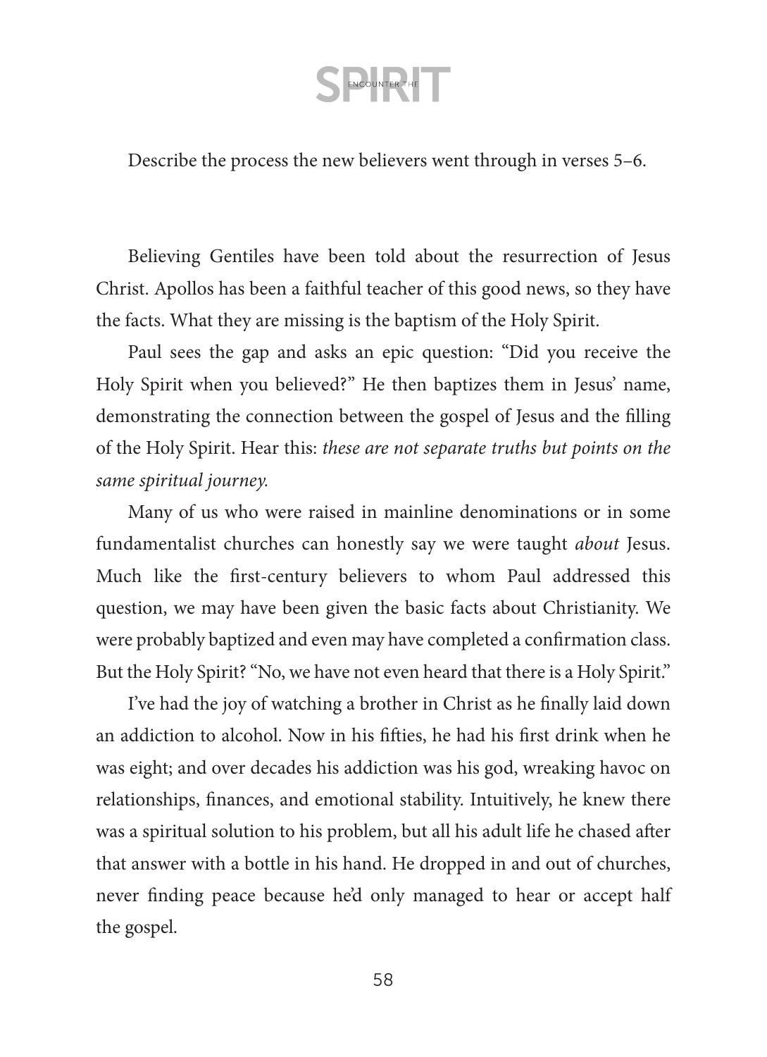Describe the process the new believers went through in verses 5–6.

Believing Gentiles have been told about the resurrection of Jesus Christ. Apollos has been a faithful teacher of this good news, so they have the facts. What they are missing is the baptism of the Holy Spirit.

Paul sees the gap and asks an epic question: "Did you receive the Holy Spirit when you believed?" He then baptizes them in Jesus' name, demonstrating the connection between the gospel of Jesus and the filling of the Holy Spirit. Hear this: *these are not separate truths but points on the same spiritual journey.*

Many of us who were raised in mainline denominations or in some fundamentalist churches can honestly say we were taught *about* Jesus. Much like the first-century believers to whom Paul addressed this question, we may have been given the basic facts about Christianity. We were probably baptized and even may have completed a confirmation class. But the Holy Spirit? "No, we have not even heard that there is a Holy Spirit."

I've had the joy of watching a brother in Christ as he finally laid down an addiction to alcohol. Now in his fifties, he had his first drink when he was eight; and over decades his addiction was his god, wreaking havoc on relationships, finances, and emotional stability. Intuitively, he knew there was a spiritual solution to his problem, but all his adult life he chased after that answer with a bottle in his hand. He dropped in and out of churches, never finding peace because he'd only managed to hear or accept half the gospel.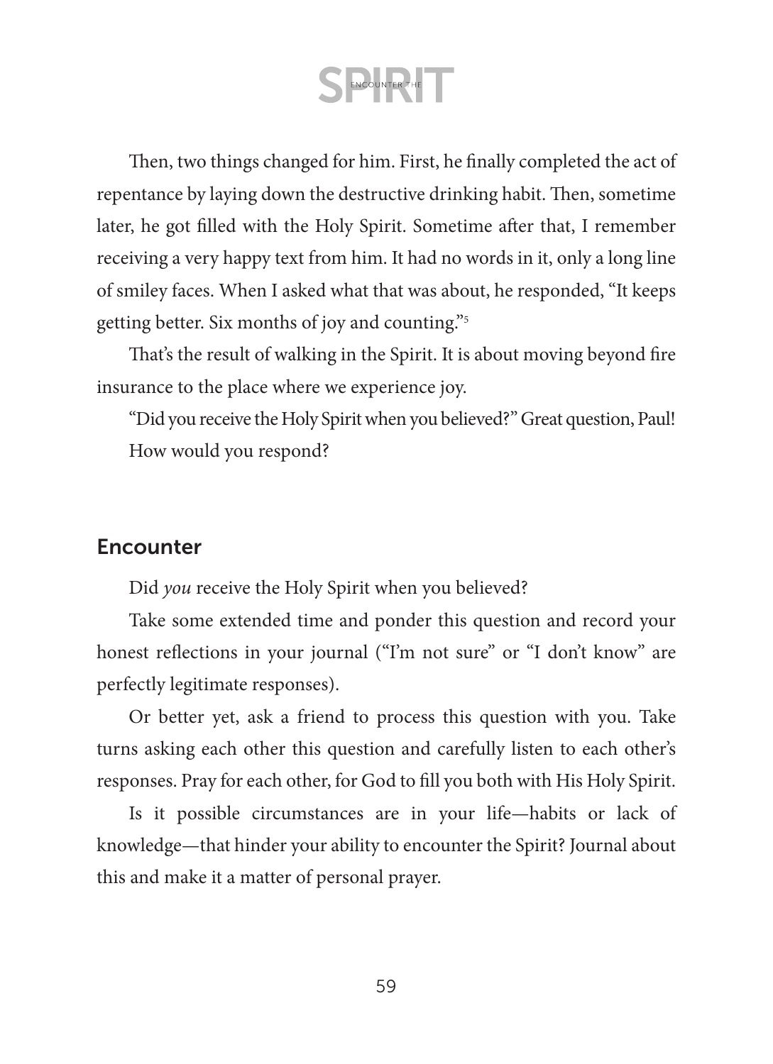Then, two things changed for him. First, he finally completed the act of repentance by laying down the destructive drinking habit. Then, sometime later, he got filled with the Holy Spirit. Sometime after that, I remember receiving a very happy text from him. It had no words in it, only a long line of smiley faces. When I asked what that was about, he responded, "It keeps getting better. Six months of joy and counting."[5]

That's the result of walking in the Spirit. It is about moving beyond fire insurance to the place where we experience joy.

"Did you receive the Holy Spirit when you believed?" Great question, Paul! How would you respond?

## Encounter

Did *you* receive the Holy Spirit when you believed?

Take some extended time and ponder this question and record your honest reflections in your journal ("I'm not sure" or "I don't know" are perfectly legitimate responses).

Or better yet, ask a friend to process this question with you. Take turns asking each other this question and carefully listen to each other's responses. Pray for each other, for God to fill you both with His Holy Spirit.

Is it possible circumstances are in your life—habits or lack of knowledge—that hinder your ability to encounter the Spirit? Journal about this and make it a matter of personal prayer.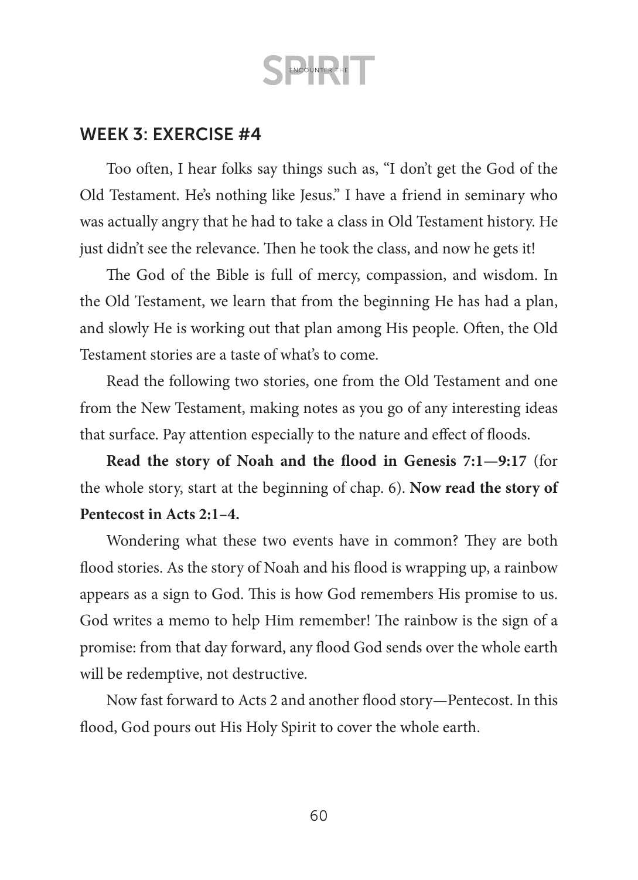## WEEK 3: EXERCISE #4

Too often, I hear folks say things such as, "I don't get the God of the Old Testament. He's nothing like Jesus." I have a friend in seminary who was actually angry that he had to take a class in Old Testament history. He just didn't see the relevance. Then he took the class, and now he gets it!

The God of the Bible is full of mercy, compassion, and wisdom. In the Old Testament, we learn that from the beginning He has had a plan, and slowly He is working out that plan among His people. Often, the Old Testament stories are a taste of what's to come.

Read the following two stories, one from the Old Testament and one from the New Testament, making notes as you go of any interesting ideas that surface. Pay attention especially to the nature and effect of floods.

**Read the story of Noah and the flood in Genesis 7:1—9:17** (for the whole story, start at the beginning of chap. 6). **Now read the story of Pentecost in Acts 2:1–4.**

Wondering what these two events have in common? They are both flood stories. As the story of Noah and his flood is wrapping up, a rainbow appears as a sign to God. This is how God remembers His promise to us. God writes a memo to help Him remember! The rainbow is the sign of a promise: from that day forward, any flood God sends over the whole earth will be redemptive, not destructive.

Now fast forward to Acts 2 and another flood story—Pentecost. In this flood, God pours out His Holy Spirit to cover the whole earth.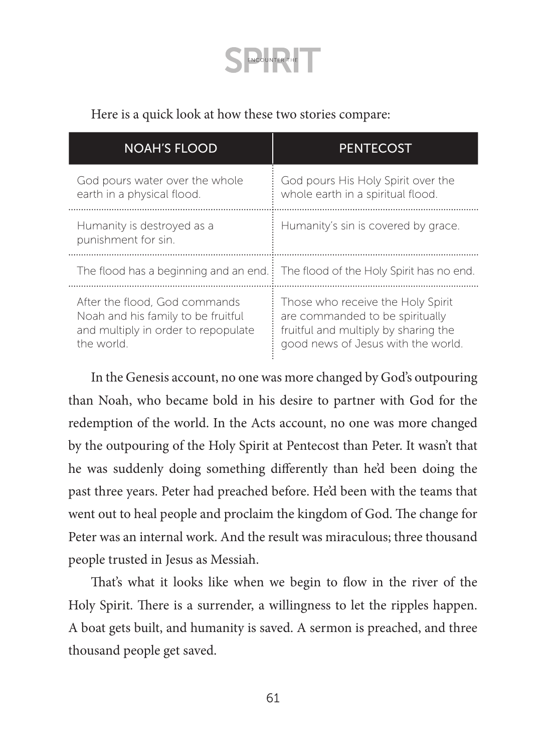Here is a quick look at how these two stories compare:

| NOAH'S FLOOD | PENTECOST |
| --- | --- |
| God pours water over the whole earth in a physical flood. | God pours His Holy Spirit over the whole earth in a spiritual flood. |
| Humanity is destroyed as a punishment for sin. | Humanity's sin is covered by grace. |
| The flood has a beginning and an end. | The flood of the Holy Spirit has no end. |
| After the flood, God commands Noah and his family to be fruitful and multiply in order to repopulate the world. | Those who receive the Holy Spirit are commanded to be spiritually fruitful and multiply by sharing the good news of Jesus with the world. |

In the Genesis account, no one was more changed by God's outpouring than Noah, who became bold in his desire to partner with God for the redemption of the world. In the Acts account, no one was more changed by the outpouring of the Holy Spirit at Pentecost than Peter. It wasn't that he was suddenly doing something differently than he'd been doing the past three years. Peter had preached before. He'd been with the teams that went out to heal people and proclaim the kingdom of God. The change for Peter was an internal work. And the result was miraculous; three thousand people trusted in Jesus as Messiah.

That's what it looks like when we begin to flow in the river of the Holy Spirit. There is a surrender, a willingness to let the ripples happen. A boat gets built, and humanity is saved. A sermon is preached, and three thousand people get saved.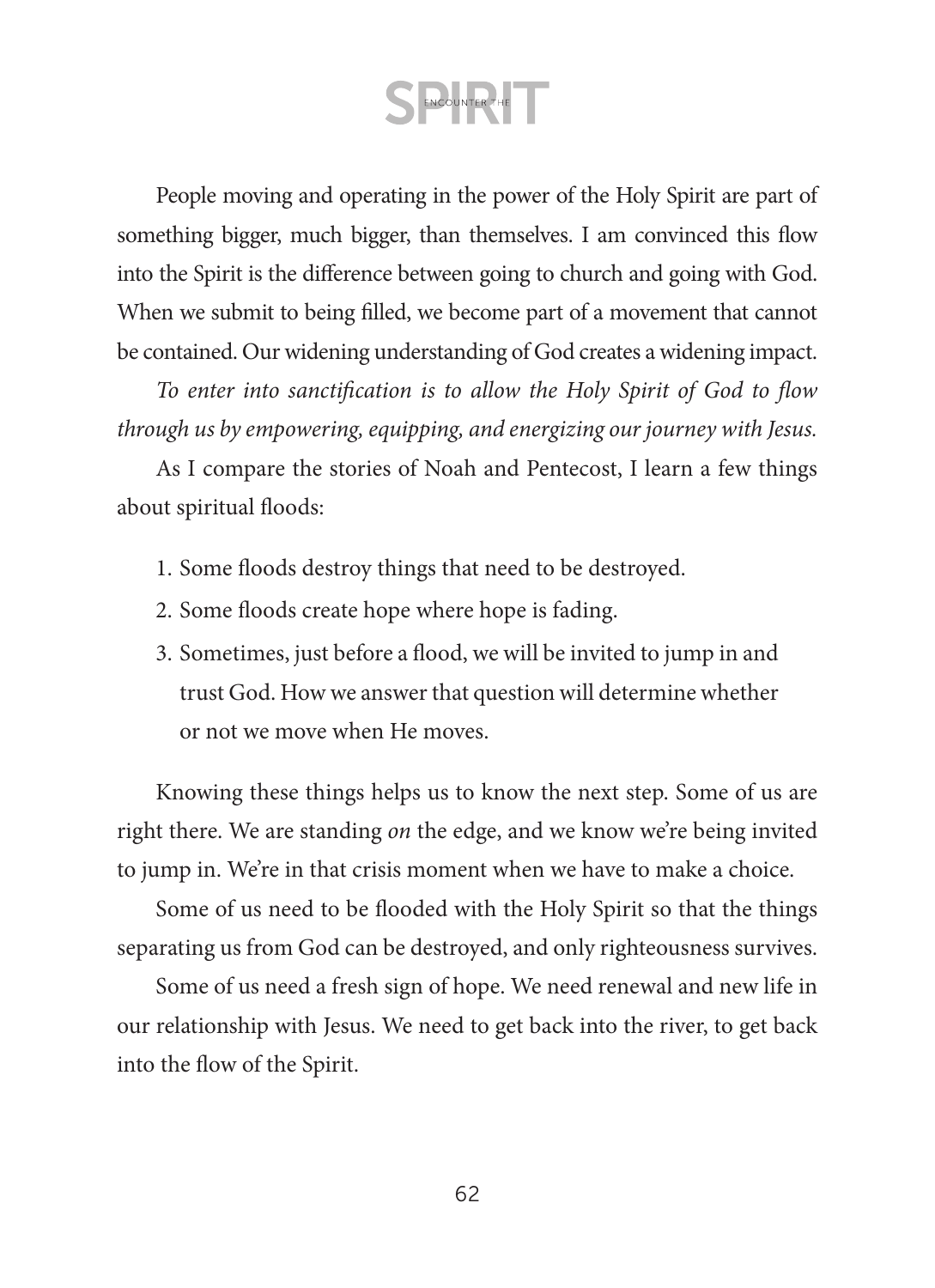People moving and operating in the power of the Holy Spirit are part of something bigger, much bigger, than themselves. I am convinced this flow into the Spirit is the difference between going to church and going with God. When we submit to being filled, we become part of a movement that cannot be contained. Our widening understanding of God creates a widening impact.

*To enter into sanctification is to allow the Holy Spirit of God to flow through us by empowering, equipping, and energizing our journey with Jesus.*

As I compare the stories of Noah and Pentecost, I learn a few things about spiritual floods:

1. Some floods destroy things that need to be destroyed.
2. Some floods create hope where hope is fading.
3. Sometimes, just before a flood, we will be invited to jump in and trust God. How we answer that question will determine whether or not we move when He moves.

Knowing these things helps us to know the next step. Some of us are right there. We are standing *on* the edge, and we know we're being invited to jump in. We're in that crisis moment when we have to make a choice.

Some of us need to be flooded with the Holy Spirit so that the things separating us from God can be destroyed, and only righteousness survives.

Some of us need a fresh sign of hope. We need renewal and new life in our relationship with Jesus. We need to get back into the river, to get back into the flow of the Spirit.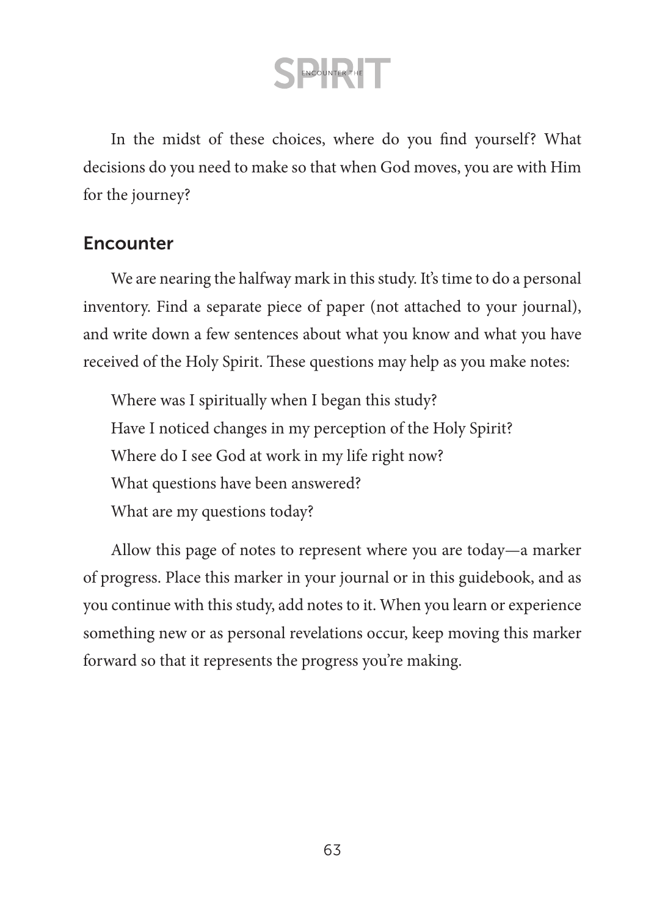In the midst of these choices, where do you find yourself? What decisions do you need to make so that when God moves, you are with Him for the journey?

## Encounter

We are nearing the halfway mark in this study. It's time to do a personal inventory. Find a separate piece of paper (not attached to your journal), and write down a few sentences about what you know and what you have received of the Holy Spirit. These questions may help as you make notes:

Where was I spiritually when I began this study?
Have I noticed changes in my perception of the Holy Spirit?
Where do I see God at work in my life right now?
What questions have been answered?
What are my questions today?

Allow this page of notes to represent where you are today—a marker of progress. Place this marker in your journal or in this guidebook, and as you continue with this study, add notes to it. When you learn or experience something new or as personal revelations occur, keep moving this marker forward so that it represents the progress you're making.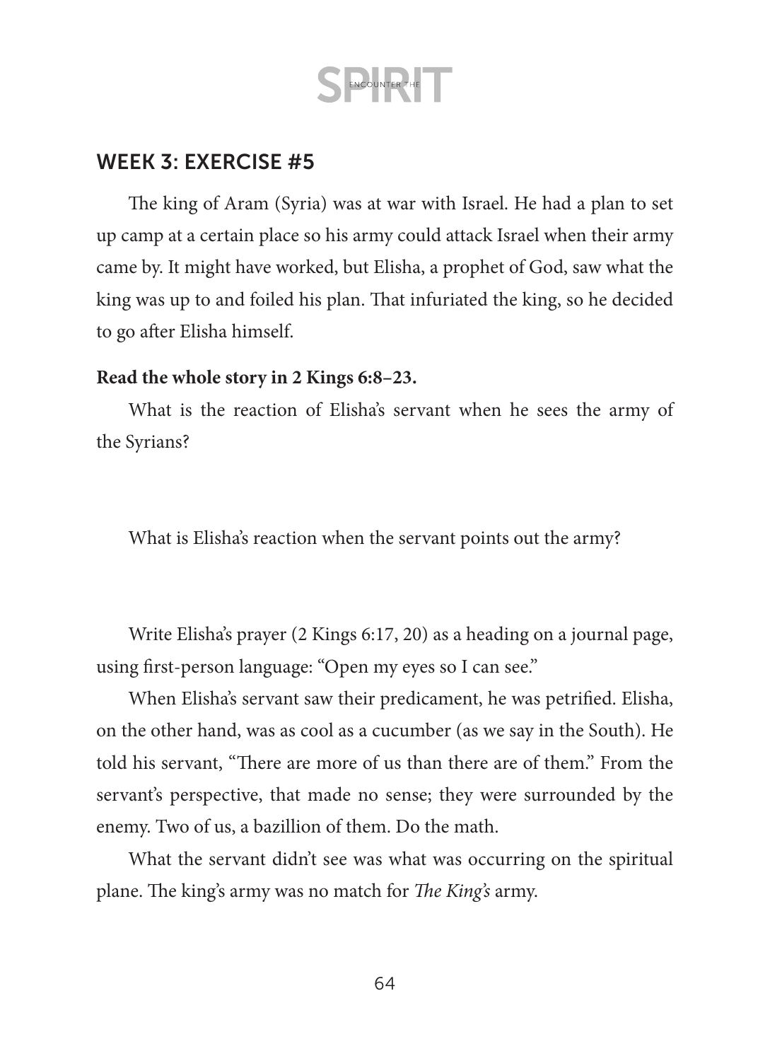## WEEK 3: EXERCISE #5

The king of Aram (Syria) was at war with Israel. He had a plan to set up camp at a certain place so his army could attack Israel when their army came by. It might have worked, but Elisha, a prophet of God, saw what the king was up to and foiled his plan. That infuriated the king, so he decided to go after Elisha himself.

**Read the whole story in 2 Kings 6:8–23.**

What is the reaction of Elisha's servant when he sees the army of the Syrians?

What is Elisha's reaction when the servant points out the army?

Write Elisha's prayer (2 Kings 6:17, 20) as a heading on a journal page, using first-person language: "Open my eyes so I can see."

When Elisha's servant saw their predicament, he was petrified. Elisha, on the other hand, was as cool as a cucumber (as we say in the South). He told his servant, "There are more of us than there are of them." From the servant's perspective, that made no sense; they were surrounded by the enemy. Two of us, a bazillion of them. Do the math.

What the servant didn't see was what was occurring on the spiritual plane. The king's army was no match for *The King's* army.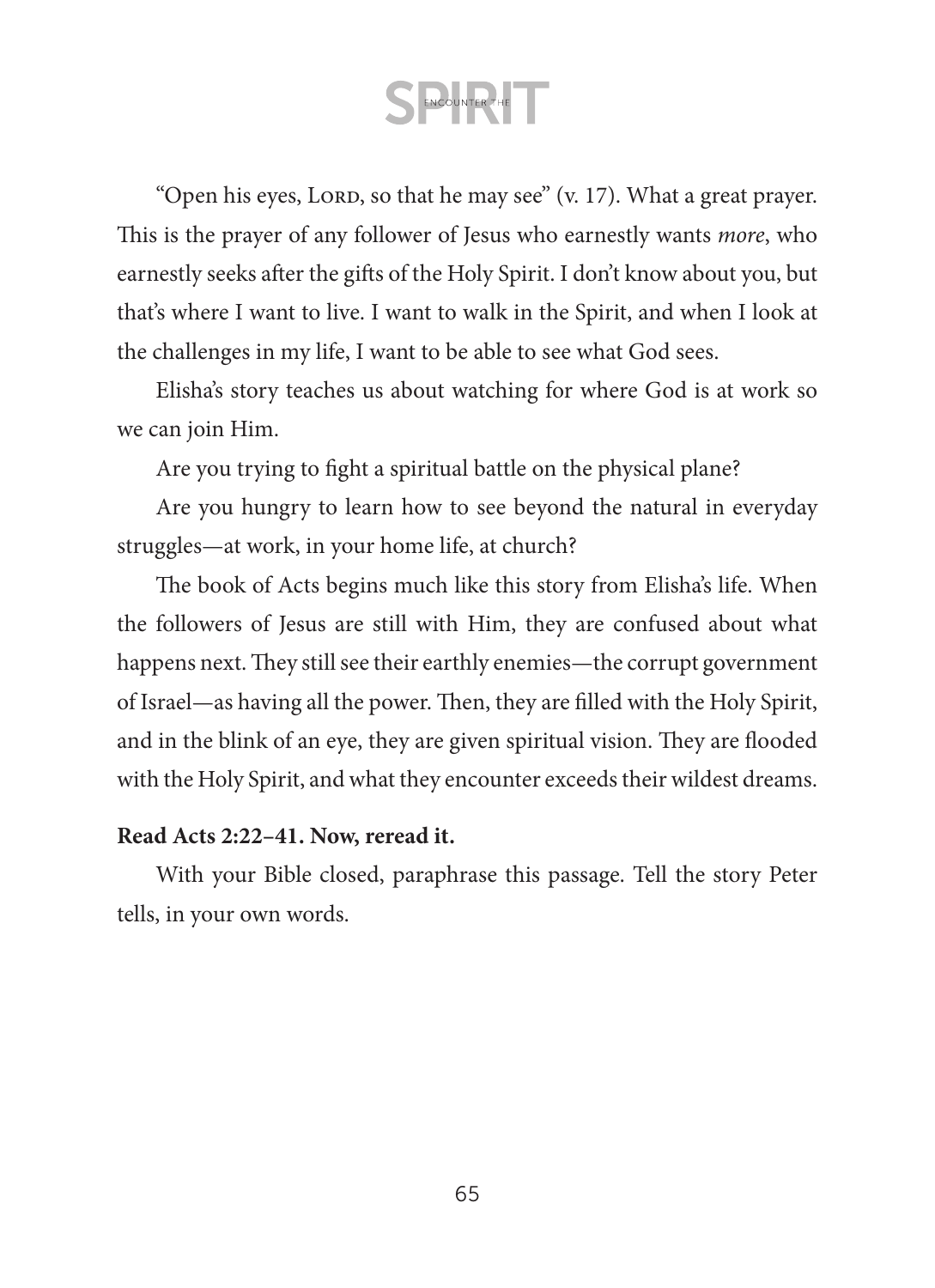"Open his eyes, LORD, so that he may see" (v. 17). What a great prayer. This is the prayer of any follower of Jesus who earnestly wants *more*, who earnestly seeks after the gifts of the Holy Spirit. I don't know about you, but that's where I want to live. I want to walk in the Spirit, and when I look at the challenges in my life, I want to be able to see what God sees.

Elisha's story teaches us about watching for where God is at work so we can join Him.

Are you trying to fight a spiritual battle on the physical plane?

Are you hungry to learn how to see beyond the natural in everyday struggles—at work, in your home life, at church?

The book of Acts begins much like this story from Elisha's life. When the followers of Jesus are still with Him, they are confused about what happens next. They still see their earthly enemies—the corrupt government of Israel—as having all the power. Then, they are filled with the Holy Spirit, and in the blink of an eye, they are given spiritual vision. They are flooded with the Holy Spirit, and what they encounter exceeds their wildest dreams.

**Read Acts 2:22–41. Now, reread it.**

With your Bible closed, paraphrase this passage. Tell the story Peter tells, in your own words.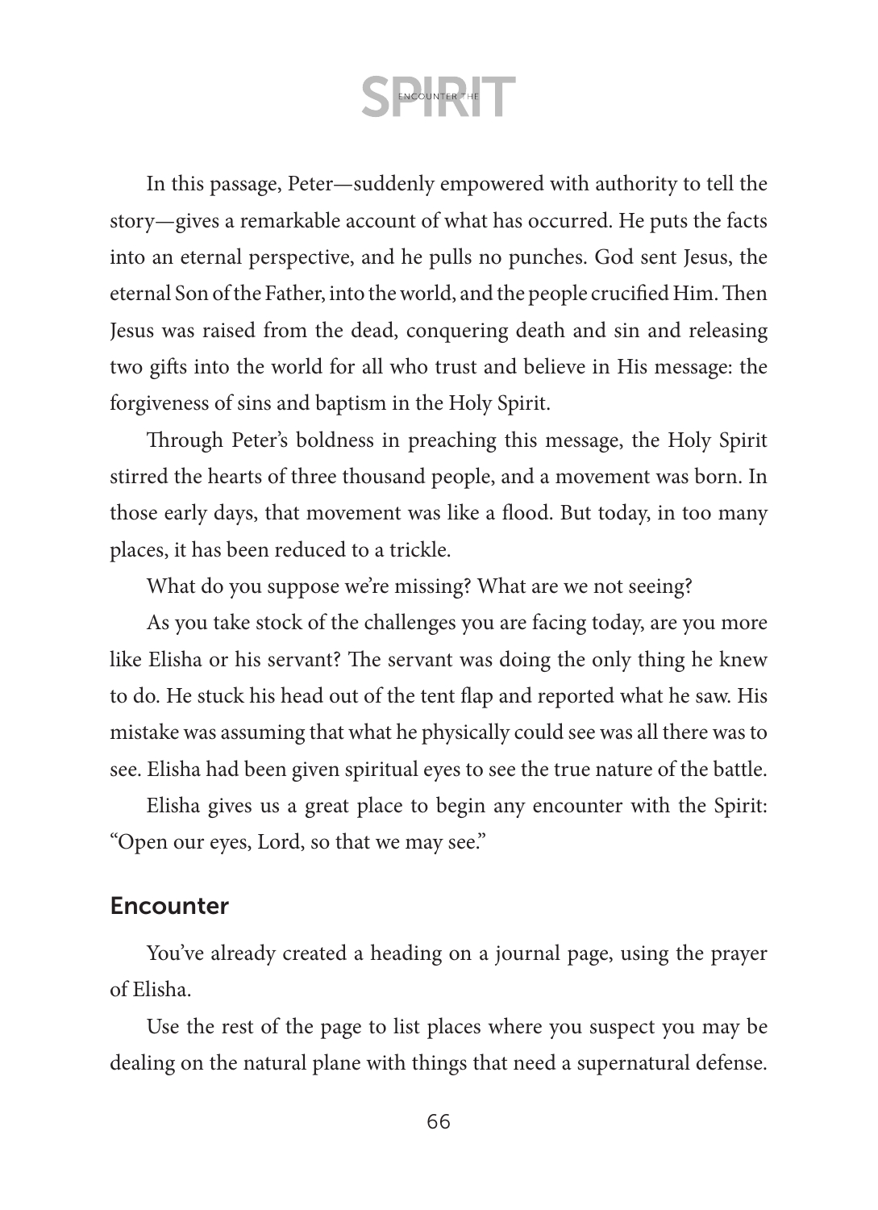In this passage, Peter—suddenly empowered with authority to tell the story—gives a remarkable account of what has occurred. He puts the facts into an eternal perspective, and he pulls no punches. God sent Jesus, the eternal Son of the Father, into the world, and the people crucified Him. Then Jesus was raised from the dead, conquering death and sin and releasing two gifts into the world for all who trust and believe in His message: the forgiveness of sins and baptism in the Holy Spirit.

Through Peter's boldness in preaching this message, the Holy Spirit stirred the hearts of three thousand people, and a movement was born. In those early days, that movement was like a flood. But today, in too many places, it has been reduced to a trickle.

What do you suppose we're missing? What are we not seeing?

As you take stock of the challenges you are facing today, are you more like Elisha or his servant? The servant was doing the only thing he knew to do. He stuck his head out of the tent flap and reported what he saw. His mistake was assuming that what he physically could see was all there was to see. Elisha had been given spiritual eyes to see the true nature of the battle.

Elisha gives us a great place to begin any encounter with the Spirit: "Open our eyes, Lord, so that we may see."

## Encounter

You've already created a heading on a journal page, using the prayer of Elisha.

Use the rest of the page to list places where you suspect you may be dealing on the natural plane with things that need a supernatural defense.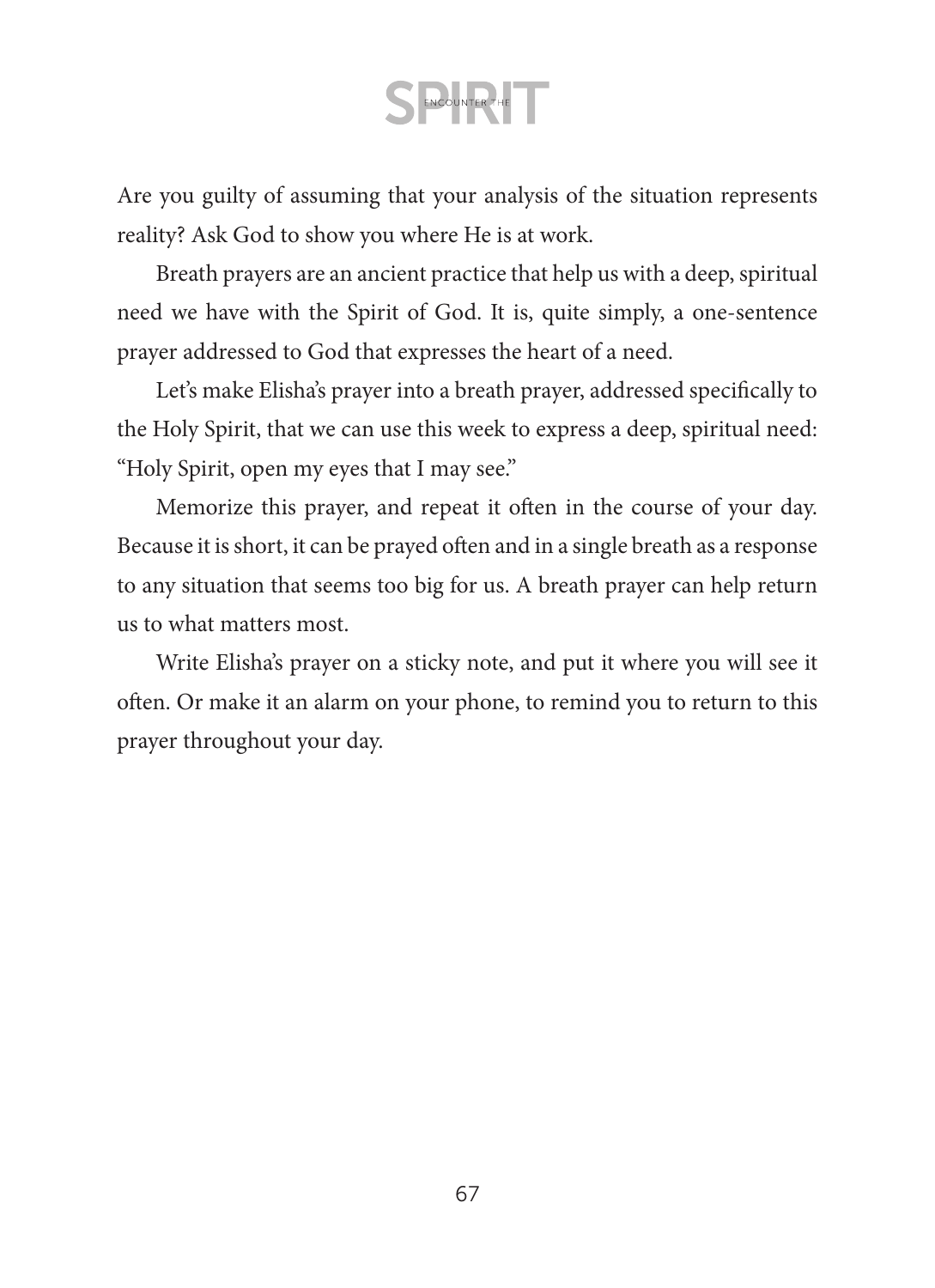Are you guilty of assuming that your analysis of the situation represents reality? Ask God to show you where He is at work.

Breath prayers are an ancient practice that help us with a deep, spiritual need we have with the Spirit of God. It is, quite simply, a one-sentence prayer addressed to God that expresses the heart of a need.

Let's make Elisha's prayer into a breath prayer, addressed specifically to the Holy Spirit, that we can use this week to express a deep, spiritual need: "Holy Spirit, open my eyes that I may see."

Memorize this prayer, and repeat it often in the course of your day. Because it is short, it can be prayed often and in a single breath as a response to any situation that seems too big for us. A breath prayer can help return us to what matters most.

Write Elisha's prayer on a sticky note, and put it where you will see it often. Or make it an alarm on your phone, to remind you to return to this prayer throughout your day.